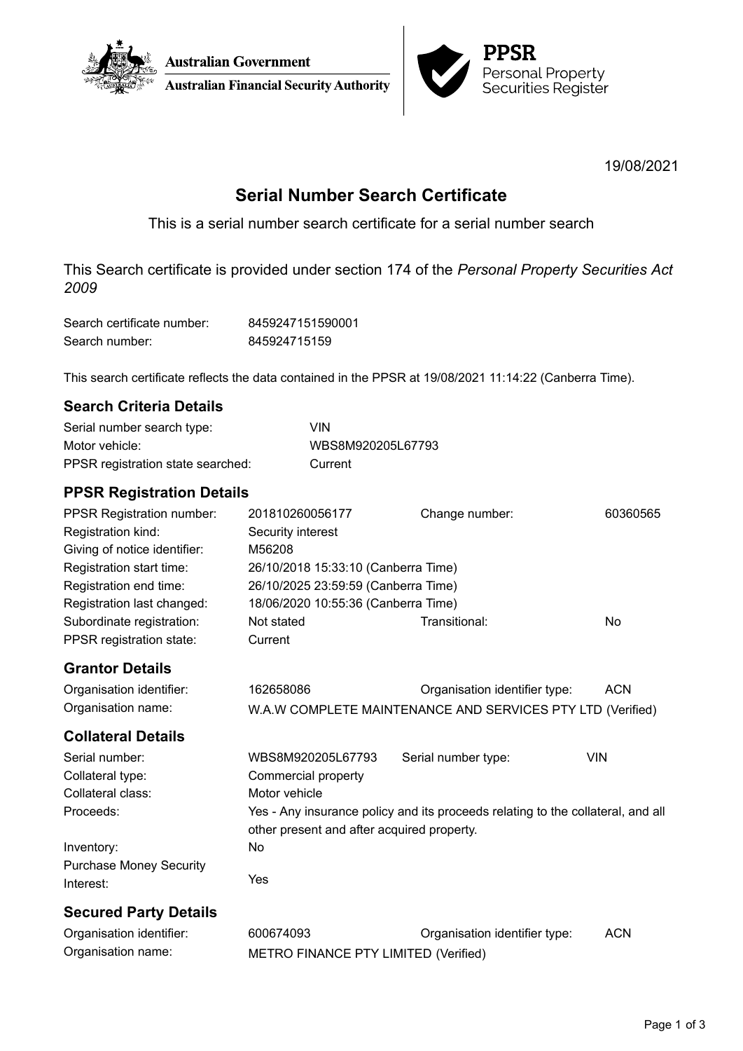Australian Government
Australian Financial Security Authority

PPSR
Personal Property Securities Register

19/08/2021

# Serial Number Search Certificate

This is a serial number search certificate for a serial number search

This Search certificate is provided under section 174 of the *Personal Property Securities Act 2009*

| | |
|---|---|
| Search certificate number: | 8459247151590001 |
| Search number: | 845924715159 |

This search certificate reflects the data contained in the PPSR at 19/08/2021 11:14:22 (Canberra Time).

## Search Criteria Details

| | |
|---|---|
| Serial number search type: | VIN |
| Motor vehicle: | WBS8M920205L67793 |
| PPSR registration state searched: | Current |

## PPSR Registration Details

| | | | |
|---|---|---|---|
| PPSR Registration number: | 201810260056177 | Change number: | 60360565 |
| Registration kind: | Security interest | | |
| Giving of notice identifier: | M56208 | | |
| Registration start time: | 26/10/2018 15:33:10 (Canberra Time) | | |
| Registration end time: | 26/10/2025 23:59:59 (Canberra Time) | | |
| Registration last changed: | 18/06/2020 10:55:36 (Canberra Time) | | |
| Subordinate registration: | Not stated | Transitional: | No |
| PPSR registration state: | Current | | |

## Grantor Details

| | | | |
|---|---|---|---|
| Organisation identifier: | 162658086 | Organisation identifier type: | ACN |
| Organisation name: | W.A.W COMPLETE MAINTENANCE AND SERVICES PTY LTD (Verified) | | |

## Collateral Details

| | | | |
|---|---|---|---|
| Serial number: | WBS8M920205L67793 | Serial number type: | VIN |
| Collateral type: | Commercial property | | |
| Collateral class: | Motor vehicle | | |
| Proceeds: | Yes - Any insurance policy and its proceeds relating to the collateral, and all other present and after acquired property. | | |
| Inventory: | No | | |
| Purchase Money Security Interest: | Yes | | |

## Secured Party Details

| | | | |
|---|---|---|---|
| Organisation identifier: | 600674093 | Organisation identifier type: | ACN |
| Organisation name: | METRO FINANCE PTY LIMITED (Verified) | | |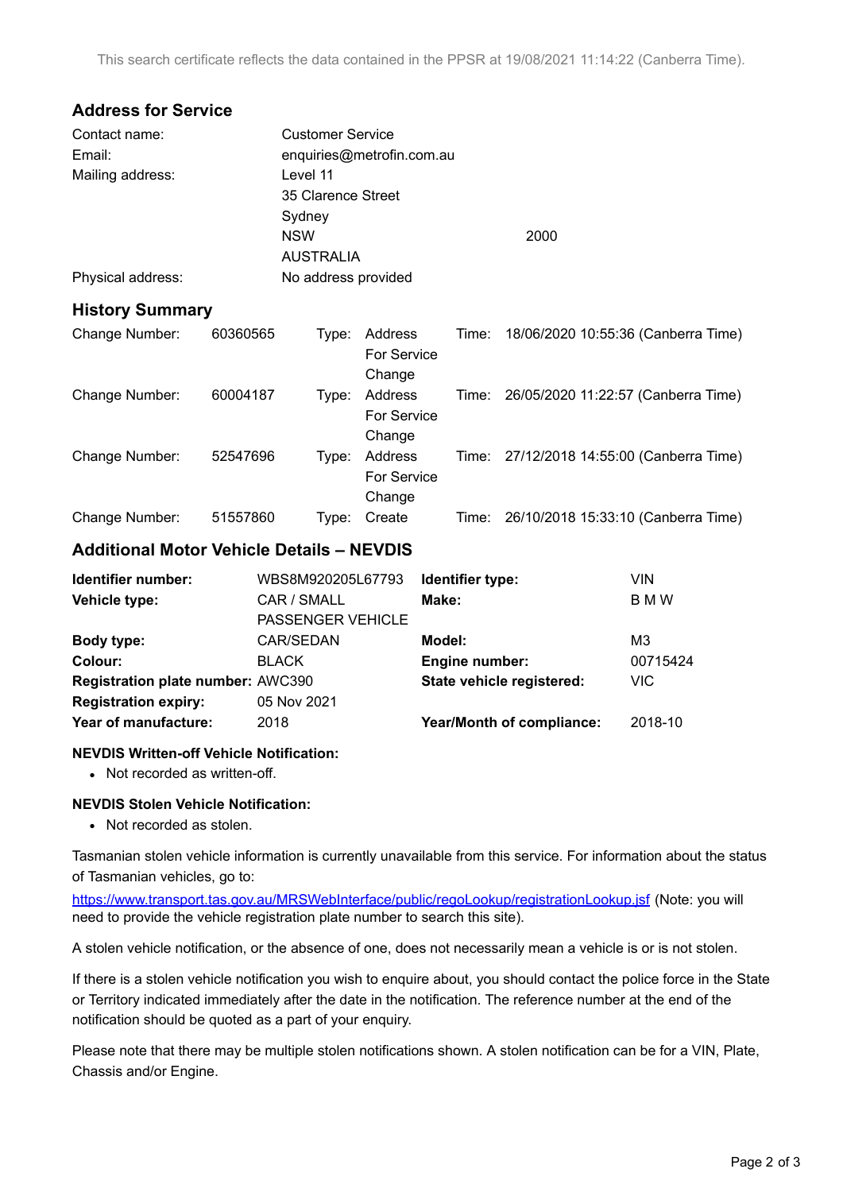This search certificate reflects the data contained in the PPSR at 19/08/2021 11:14:22 (Canberra Time).

## Address for Service

| | |
|---|---|
| Contact name: | Customer Service |
| Email: | enquiries@metrofin.com.au |
| Mailing address: | Level 11<br>35 Clarence Street<br>Sydney<br>NSW 2000<br>AUSTRALIA |
| Physical address: | No address provided |

## History Summary

| | | | | | |
|---|---|---|---|---|---|
| Change Number: | 60360565 | Type: | Address For Service Change | Time: | 18/06/2020 10:55:36 (Canberra Time) |
| Change Number: | 60004187 | Type: | Address For Service Change | Time: | 26/05/2020 11:22:57 (Canberra Time) |
| Change Number: | 52547696 | Type: | Address For Service Change | Time: | 27/12/2018 14:55:00 (Canberra Time) |
| Change Number: | 51557860 | Type: | Create | Time: | 26/10/2018 15:33:10 (Canberra Time) |

## Additional Motor Vehicle Details – NEVDIS

| | | | |
|---|---|---|---|
| **Identifier number:** | WBS8M920205L67793 | **Identifier type:** | VIN |
| **Vehicle type:** | CAR / SMALL PASSENGER VEHICLE | **Make:** | B M W |
| **Body type:** | CAR/SEDAN | **Model:** | M3 |
| **Colour:** | BLACK | **Engine number:** | 00715424 |
| **Registration plate number:** | AWC390 | **State vehicle registered:** | VIC |
| **Registration expiry:** | 05 Nov 2021 | | |
| **Year of manufacture:** | 2018 | **Year/Month of compliance:** | 2018-10 |

**NEVDIS Written-off Vehicle Notification:**

- Not recorded as written-off.

**NEVDIS Stolen Vehicle Notification:**

- Not recorded as stolen.

Tasmanian stolen vehicle information is currently unavailable from this service. For information about the status of Tasmanian vehicles, go to:

https://www.transport.tas.gov.au/MRSWebInterface/public/regoLookup/registrationLookup.jsf (Note: you will need to provide the vehicle registration plate number to search this site).

A stolen vehicle notification, or the absence of one, does not necessarily mean a vehicle is or is not stolen.

If there is a stolen vehicle notification you wish to enquire about, you should contact the police force in the State or Territory indicated immediately after the date in the notification. The reference number at the end of the notification should be quoted as a part of your enquiry.

Please note that there may be multiple stolen notifications shown. A stolen notification can be for a VIN, Plate, Chassis and/or Engine.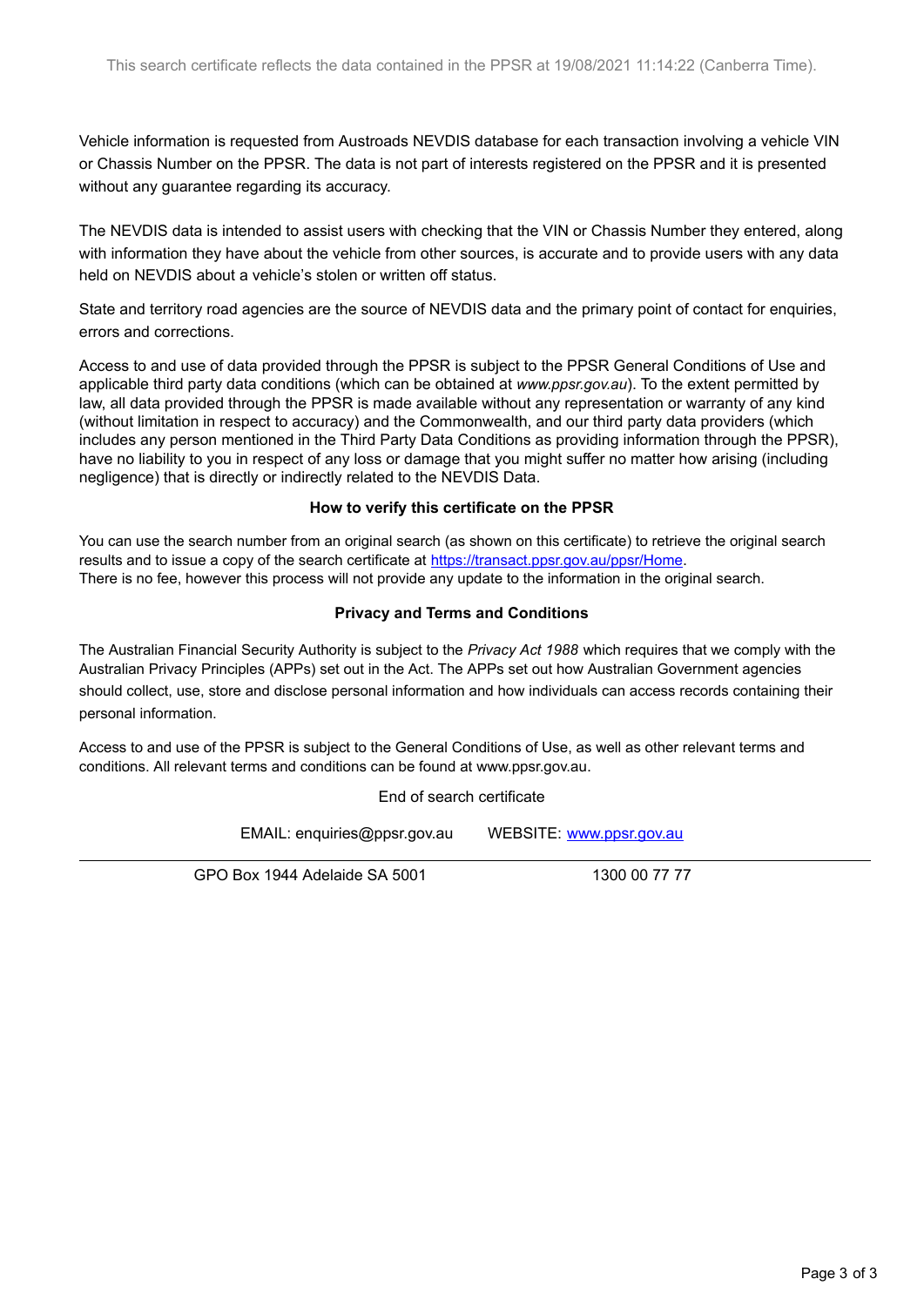This search certificate reflects the data contained in the PPSR at 19/08/2021 11:14:22 (Canberra Time).

Vehicle information is requested from Austroads NEVDIS database for each transaction involving a vehicle VIN or Chassis Number on the PPSR. The data is not part of interests registered on the PPSR and it is presented without any guarantee regarding its accuracy.

The NEVDIS data is intended to assist users with checking that the VIN or Chassis Number they entered, along with information they have about the vehicle from other sources, is accurate and to provide users with any data held on NEVDIS about a vehicle's stolen or written off status.

State and territory road agencies are the source of NEVDIS data and the primary point of contact for enquiries, errors and corrections.

Access to and use of data provided through the PPSR is subject to the PPSR General Conditions of Use and applicable third party data conditions (which can be obtained at *www.ppsr.gov.au*). To the extent permitted by law, all data provided through the PPSR is made available without any representation or warranty of any kind (without limitation in respect to accuracy) and the Commonwealth, and our third party data providers (which includes any person mentioned in the Third Party Data Conditions as providing information through the PPSR), have no liability to you in respect of any loss or damage that you might suffer no matter how arising (including negligence) that is directly or indirectly related to the NEVDIS Data.

**How to verify this certificate on the PPSR**

You can use the search number from an original search (as shown on this certificate) to retrieve the original search results and to issue a copy of the search certificate at https://transact.ppsr.gov.au/ppsr/Home.
There is no fee, however this process will not provide any update to the information in the original search.

**Privacy and Terms and Conditions**

The Australian Financial Security Authority is subject to the *Privacy Act 1988* which requires that we comply with the Australian Privacy Principles (APPs) set out in the Act. The APPs set out how Australian Government agencies should collect, use, store and disclose personal information and how individuals can access records containing their personal information.

Access to and use of the PPSR is subject to the General Conditions of Use, as well as other relevant terms and conditions. All relevant terms and conditions can be found at www.ppsr.gov.au.

End of search certificate

EMAIL: enquiries@ppsr.gov.au WEBSITE: www.ppsr.gov.au

GPO Box 1944 Adelaide SA 5001 1300 00 77 77